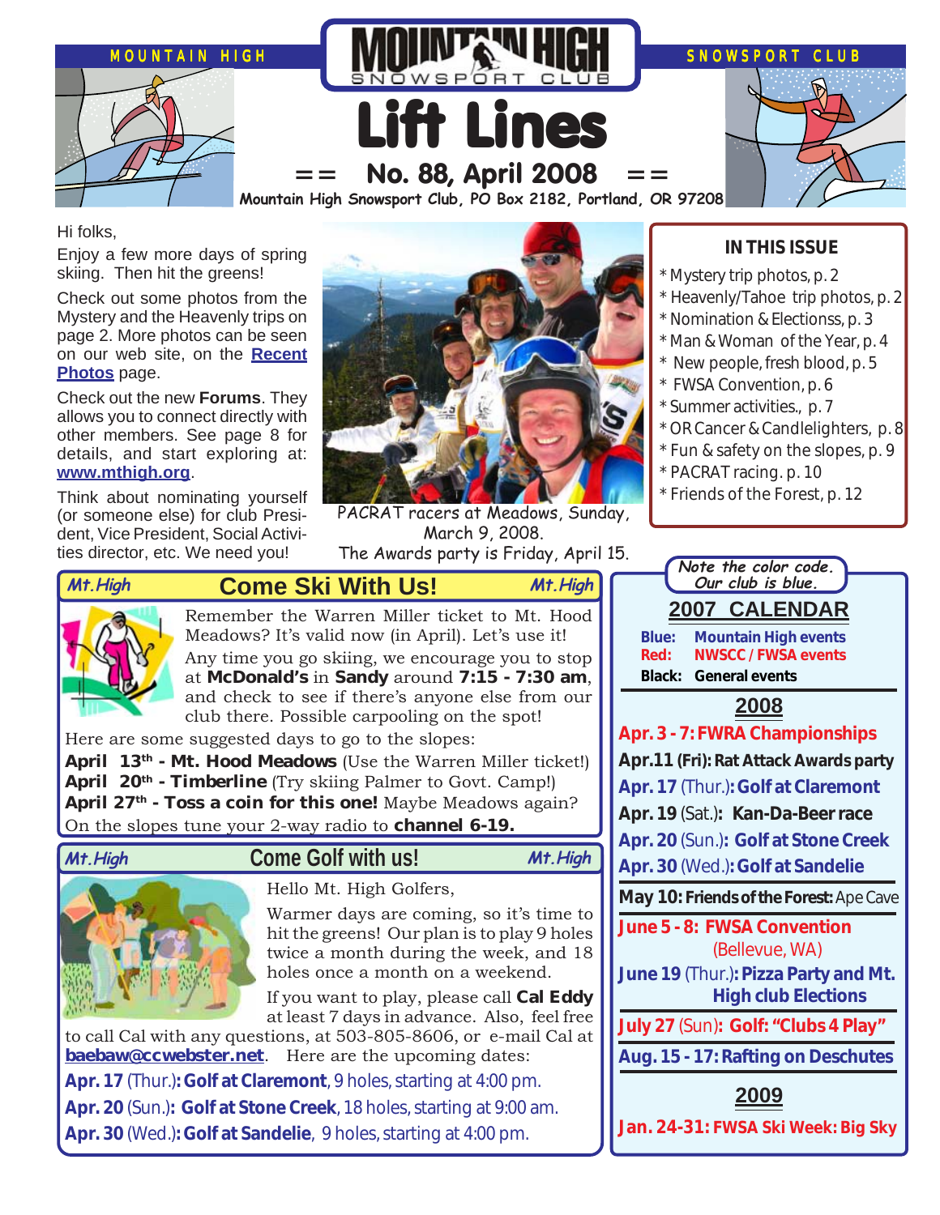MOUNTAIN HIGH SNOWSPORT CLUB

# Lift Lines

## == No. 88, April 2008 ==

Mountain High Snowsport Club, PO Box 2182, Portland, OR 97208

Hi folks,

Enjoy a few more days of spring skiing. Then hit the greens!

Check out some photos from the Mystery and the Heavenly trips on page 2. More photos can be seen on our web site, on the **Recent Photos** page.

Check out the new **Forums**. They allows you to connect directly with other members. See page 8 for details, and start exploring at: **www.mthigh.org**.

Think about nominating yourself (or someone else) for club President, Vice President, Social Activities director, etc. We need you!

PACRAT racers at Meadows, Sunday, March 9, 2008.
The Awards party is Friday, April 15.

### IN THIS ISSUE

* Mystery trip photos, p. 2
* Heavenly/Tahoe trip photos, p. 2
* Nomination & Elections, p. 3
* Man & Woman of the Year, p. 4
* New people, fresh blood, p. 5
* FWSA Convention, p. 6
* Summer activities., p. 7
* OR Cancer & Candlelighters, p. 8
* Fun & safety on the slopes, p. 9
* PACRAT racing. p. 10
* Friends of the Forest, p. 12

## Come Ski With Us!

Remember the Warren Miller ticket to Mt. Hood Meadows? It's valid now (in April). Let's use it!

Any time you go skiing, we encourage you to stop at **McDonald's** in **Sandy** around **7:15 - 7:30 am**, and check to see if there's anyone else from our club there. Possible carpooling on the spot!

Here are some suggested days to go to the slopes:

**April 13th - Mt. Hood Meadows** (Use the Warren Miller ticket!)
**April 20th - Timberline** (Try skiing Palmer to Govt. Camp!)
**April 27th - Toss a coin for this one!** Maybe Meadows again?
On the slopes tune your 2-way radio to **channel 6-19.**

## Come Golf with us!

Hello Mt. High Golfers,

Warmer days are coming, so it's time to hit the greens! Our plan is to play 9 holes twice a month during the week, and 18 holes once a month on a weekend.

If you want to play, please call **Cal Eddy** at least 7 days in advance. Also, feel free to call Cal with any questions, at 503-805-8606, or e-mail Cal at **baebaw@ccwebster.net**. Here are the upcoming dates:

**Apr. 17** (Thur.)**: Golf at Claremont**, 9 holes, starting at 4:00 pm.
**Apr. 20** (Sun.)**: Golf at Stone Creek**, 18 holes, starting at 9:00 am.
**Apr. 30** (Wed.)**: Golf at Sandelie**, 9 holes, starting at 4:00 pm.

*Note the color code. Our club is blue.*

## 2007 CALENDAR

**Blue:** Mountain High events
**Red:** NWSCC / FWSA events
**Black:** General events

### 2008

**Apr. 3 - 7: FWRA Championships**
**Apr.11 (Fri): Rat Attack Awards party**
**Apr. 17** (Thur.)**: Golf at Claremont**
**Apr. 19** (Sat.)**: Kan-Da-Beer race**
**Apr. 20** (Sun.)**: Golf at Stone Creek**
**Apr. 30** (Wed.)**: Golf at Sandelie**

**May 10: Friends of the Forest:** Ape Cave

**June 5 - 8: FWSA Convention** (Bellevue, WA)
**June 19** (Thur.)**: Pizza Party and Mt. High club Elections**

**July 27** (Sun)**: Golf: "Clubs 4 Play"**

**Aug. 15 - 17: Rafting on Deschutes**

### 2009

**Jan. 24-31: FWSA Ski Week: Big Sky**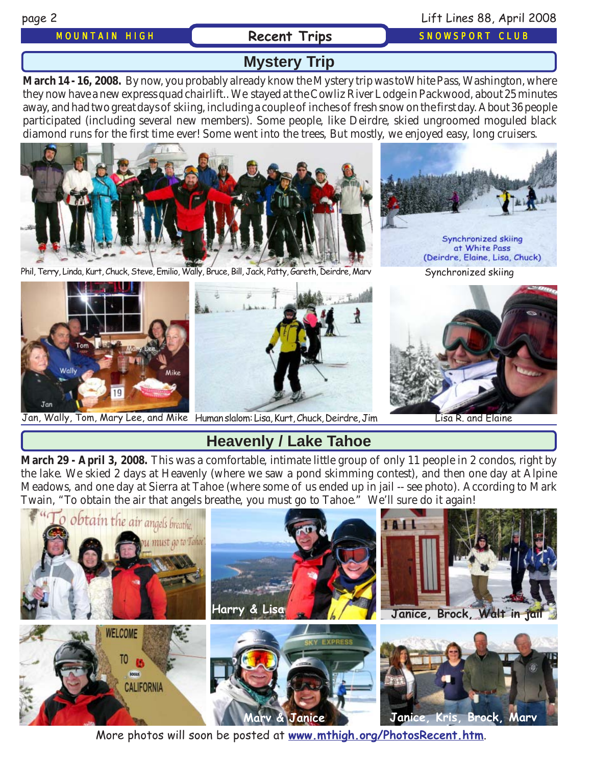## Recent Trips

## Mystery Trip

**March 14 - 16, 2008.** By now, you probably already know the Mystery trip was to White Pass, Washington, where they now have a new express quad chairlift.. We stayed at the Cowliz River Lodge in Packwood, about 25 minutes away, and had two great days of skiing, including a couple of inches of fresh snow on the first day. About 36 people participated (including several new members). Some people, like Deirdre, skied ungroomed moguled black diamond runs for the first time ever! Some went into the trees, But mostly, we enjoyed easy, long cruisers.

Phil, Terry, Linda, Kurt, Chuck, Steve, Emilio, Wally, Bruce, Bill, Jack, Patty, Gareth, Deirdre, Marv

Synchronized skiing at White Pass (Deirdre, Elaine, Lisa, Chuck)

Synchronized skiing

Jan, Wally, Tom, Mary Lee, and Mike

Human slalom: Lisa, Kurt, Chuck, Deirdre, Jim

Lisa R. and Elaine

## Heavenly / Lake Tahoe

**March 29 - April 3, 2008.** This was a comfortable, intimate little group of only 11 people in 2 condos, right by the lake. We skied 2 days at Heavenly (where we saw a pond skimming contest), and then one day at Alpine Meadows, and one day at Sierra at Tahoe (where some of us ended up in jail -- see photo). According to Mark Twain, "To obtain the air that angels breathe, you must go to Tahoe." We'll sure do it again!

Harry & Lisa

Janice, Brock, Walt in jail

Marv & Janice

Janice, Kris, Brock, Marv

More photos will soon be posted at www.mthigh.org/PhotosRecent.htm.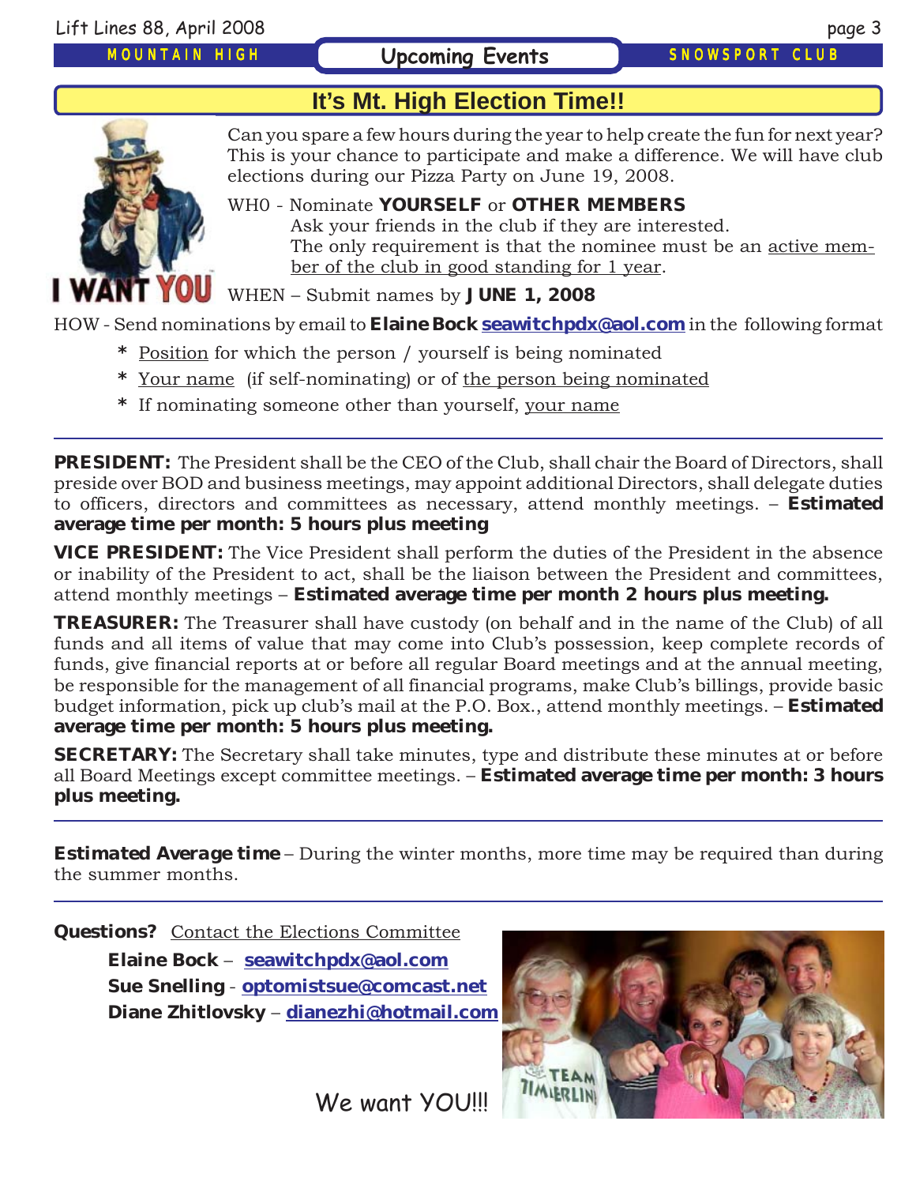## It's Mt. High Election Time!!

Can you spare a few hours during the year to help create the fun for next year? This is your chance to participate and make a difference. We will have club elections during our Pizza Party on June 19, 2008.

WH0 - Nominate **YOURSELF** or **OTHER MEMBERS**
Ask your friends in the club if they are interested.
The only requirement is that the nominee must be an active member of the club in good standing for 1 year.

WHEN – Submit names by **JUNE 1, 2008**

HOW - Send nominations by email to **Elaine Bock** **seawitchpdx@aol.com** in the following format

- Position for which the person / yourself is being nominated
- Your name (if self-nominating) or of the person being nominated
- If nominating someone other than yourself, your name

---

**PRESIDENT:** The President shall be the CEO of the Club, shall chair the Board of Directors, shall preside over BOD and business meetings, may appoint additional Directors, shall delegate duties to officers, directors and committees as necessary, attend monthly meetings. – **Estimated average time per month: 5 hours plus meeting**

**VICE PRESIDENT:** The Vice President shall perform the duties of the President in the absence or inability of the President to act, shall be the liaison between the President and committees, attend monthly meetings – **Estimated average time per month 2 hours plus meeting.**

**TREASURER:** The Treasurer shall have custody (on behalf and in the name of the Club) of all funds and all items of value that may come into Club's possession, keep complete records of funds, give financial reports at or before all regular Board meetings and at the annual meeting, be responsible for the management of all financial programs, make Club's billings, provide basic budget information, pick up club's mail at the P.O. Box., attend monthly meetings. – **Estimated average time per month: 5 hours plus meeting.**

**SECRETARY:** The Secretary shall take minutes, type and distribute these minutes at or before all Board Meetings except committee meetings. – **Estimated average time per month: 3 hours plus meeting.**

---

***Estimated Average time*** – During the winter months, more time may be required than during the summer months.

---

**Questions?** Contact the Elections Committee

**Elaine Bock** – **seawitchpdx@aol.com**
**Sue Snelling** - **optomistsue@comcast.net**
**Diane Zhitlovsky** – **dianezhi@hotmail.com**

We want YOU!!!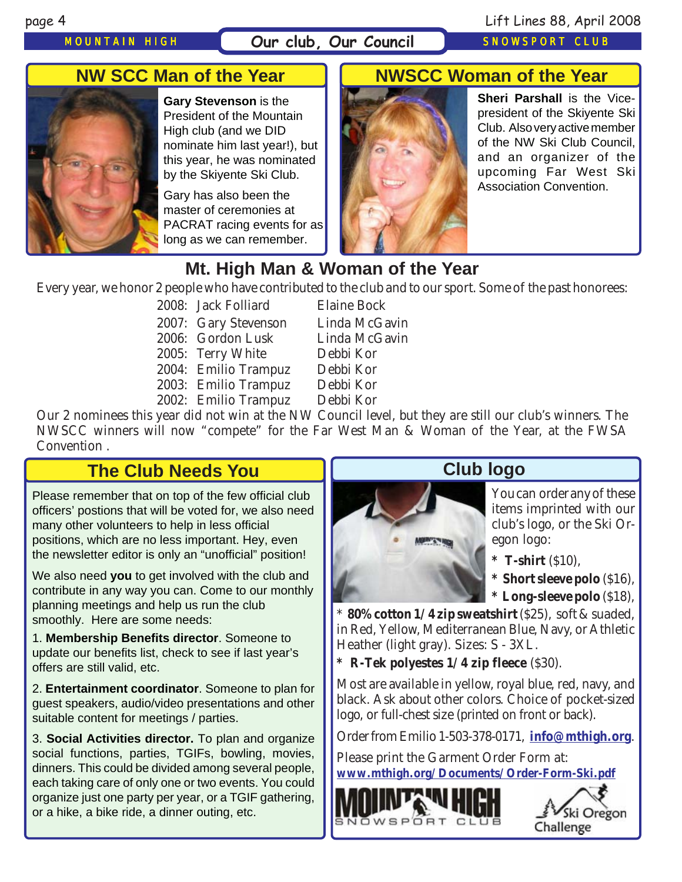## NW SCC Man of the Year

**Gary Stevenson** is the President of the Mountain High club (and we DID nominate him last year!), but this year, he was nominated by the Skiyente Ski Club.

Gary has also been the master of ceremonies at PACRAT racing events for as long as we can remember.

## NWSCC Woman of the Year

**Sheri Parshall** is the Vice-president of the Skiyente Ski Club. Also very active member of the NW Ski Club Council, and an organizer of the upcoming Far West Ski Association Convention.

## Mt. High Man & Woman of the Year

Every year, we honor 2 people who have contributed to the club and to our sport. Some of the past honorees:

| | | |
|---|---|---|
| 2008: | Jack Folliard | Elaine Bock |
| 2007: | Gary Stevenson | Linda McGavin |
| 2006: | Gordon Lusk | Linda McGavin |
| 2005: | Terry White | Debbi Kor |
| 2004: | Emilio Trampuz | Debbi Kor |
| 2003: | Emilio Trampuz | Debbi Kor |
| 2002: | Emilio Trampuz | Debbi Kor |

Our 2 nominees this year did not win at the NW Council level, but they are still our club's winners. The NWSCC winners will now "compete" for the Far West Man & Woman of the Year, at the FWSA Convention .

## The Club Needs You

Please remember that on top of the few official club officers' postions that will be voted for, we also need many other volunteers to help in less official positions, which are no less important. Hey, even the newsletter editor is only an "unofficial" position!

We also need **you** to get involved with the club and contribute in any way you can. Come to our monthly planning meetings and help us run the club smoothly. Here are some needs:

1. **Membership Benefits director**. Someone to update our benefits list, check to see if last year's offers are still valid, etc.

2. **Entertainment coordinator**. Someone to plan for guest speakers, audio/video presentations and other suitable content for meetings / parties.

3. **Social Activities director.** To plan and organize social functions, parties, TGIFs, bowling, movies, dinners. This could be divided among several people, each taking care of only one or two events. You could organize just one party per year, or a TGIF gathering, or a hike, a bike ride, a dinner outing, etc.

## Club logo

You can order any of these items imprinted with our club's logo, or the Ski Oregon logo:

* **T-shirt** ($10),
* **Short sleeve polo** ($16),
* **Long-sleeve polo** ($18),
* **80% cotton 1/4 zip sweatshirt** ($25), soft & suaded, in Red, Yellow, Mediterranean Blue, Navy, or Athletic Heather (light gray). Sizes: S - 3XL.
* **R-Tek polyestes 1/4 zip fleece** ($30).

Most are available in yellow, royal blue, red, navy, and black. Ask about other colors. Choice of pocket-sized logo, or full-chest size (printed on front or back).

Order from Emilio 1-503-378-0171, **info@mthigh.org**.

Please print the Garment Order Form at:
**www.mthigh.org/Documents/Order-Form-Ski.pdf**

MOUNTAIN HIGH SNOWSPORT CLUB

Ski Oregon Challenge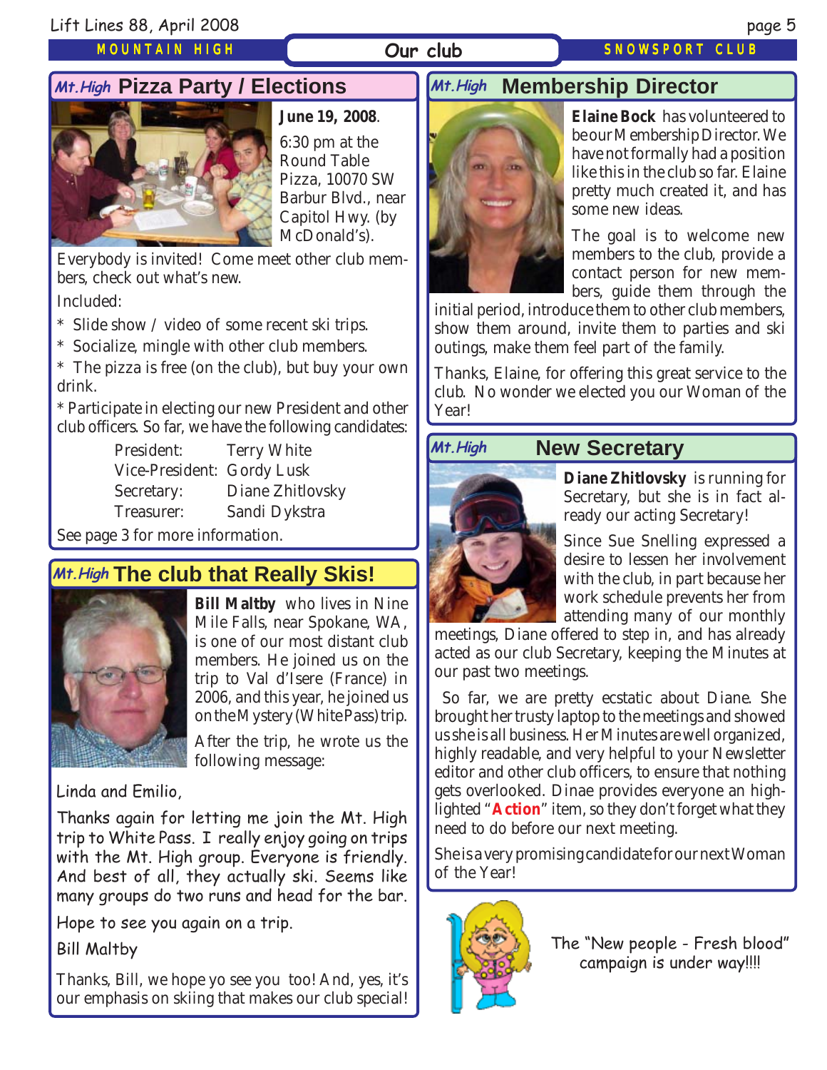## Mt.High Pizza Party / Elections

**June 19, 2008**.

6:30 pm at the Round Table Pizza, 10070 SW Barbur Blvd., near Capitol Hwy. (by McDonald's).

Everybody is invited! Come meet other club members, check out what's new.

Included:

* Slide show / video of some recent ski trips.
* Socialize, mingle with other club members.
* The pizza is free (on the club), but buy your own drink.
* Participate in electing our new President and other club officers. So far, we have the following candidates:

| | |
|---|---|
| President: | Terry White |
| Vice-President: | Gordy Lusk |
| Secretary: | Diane Zhitlovsky |
| Treasurer: | Sandi Dykstra |

See page 3 for more information.

## Mt.High The club that Really Skis!

**Bill Maltby** who lives in Nine Mile Falls, near Spokane, WA, is one of our most distant club members. He joined us on the trip to Val d'Isere (France) in 2006, and this year, he joined us on the Mystery (White Pass) trip.

After the trip, he wrote us the following message:

Linda and Emilio,

Thanks again for letting me join the Mt. High trip to White Pass. I really enjoy going on trips with the Mt. High group. Everyone is friendly. And best of all, they actually ski. Seems like many groups do two runs and head for the bar.

Hope to see you again on a trip.

Bill Maltby

Thanks, Bill, we hope yo see you too! And, yes, it's our emphasis on skiing that makes our club special!

## Mt.High Membership Director

**Elaine Bock** has volunteered to be our Membership Director. We have not formally had a position like this in the club so far. Elaine pretty much created it, and has some new ideas.

The goal is to welcome new members to the club, provide a contact person for new members, guide them through the initial period, introduce them to other club members, show them around, invite them to parties and ski outings, make them feel part of the family.

Thanks, Elaine, for offering this great service to the club. No wonder we elected you our Woman of the Year!

## Mt.High New Secretary

**Diane Zhitlovsky** is running for Secretary, but she is in fact already our acting Secretary!

Since Sue Snelling expressed a desire to lessen her involvement with the club, in part because her work schedule prevents her from attending many of our monthly meetings, Diane offered to step in, and has already acted as our club Secretary, keeping the Minutes at our past two meetings.

So far, we are pretty ecstatic about Diane. She brought her trusty laptop to the meetings and showed us she is all business. Her Minutes are well organized, highly readable, and very helpful to your Newsletter editor and other club officers, to ensure that nothing gets overlooked. Dinae provides everyone an highlighted "**Action**" item, so they don't forget what they need to do before our next meeting.

She is a very promising candidate for our next Woman of the Year!

The "New people - Fresh blood" campaign is under way!!!!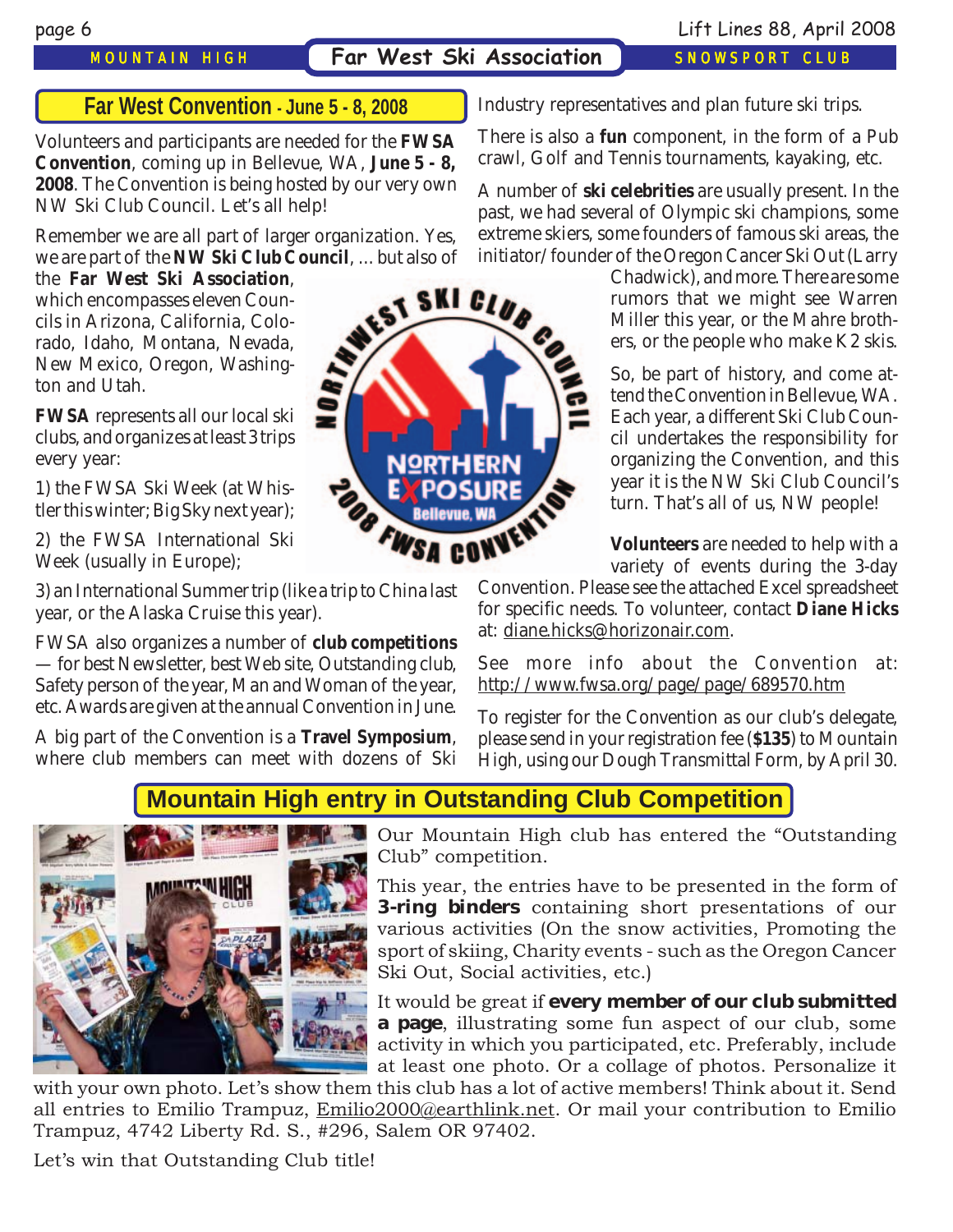## Far West Convention - June 5 - 8, 2008

Volunteers and participants are needed for the **FWSA Convention**, coming up in Bellevue, WA, **June 5 - 8, 2008**. The Convention is being hosted by our very own NW Ski Club Council. Let's all help!

Remember we are all part of larger organization. Yes, we are part of the **NW Ski Club Council**, ... but also of the **Far West Ski Association**, which encompasses eleven Councils in Arizona, California, Colorado, Idaho, Montana, Nevada, New Mexico, Oregon, Washington and Utah.

**FWSA** represents all our local ski clubs, and organizes at least 3 trips every year:

1) the FWSA Ski Week (at Whistler this winter; Big Sky next year);

2) the FWSA International Ski Week (usually in Europe);

3) an International Summer trip (like a trip to China last year, or the Alaska Cruise this year).

FWSA also organizes a number of **club competitions** — for best Newsletter, best Web site, Outstanding club, Safety person of the year, Man and Woman of the year, etc. Awards are given at the annual Convention in June.

A big part of the Convention is a **Travel Symposium**, where club members can meet with dozens of Ski Industry representatives and plan future ski trips.

There is also a **fun** component, in the form of a Pub crawl, Golf and Tennis tournaments, kayaking, etc.

A number of **ski celebrities** are usually present. In the past, we had several of Olympic ski champions, some extreme skiers, some founders of famous ski areas, the initiator/founder of the Oregon Cancer Ski Out (Larry Chadwick), and more. There are some rumors that we might see Warren Miller this year, or the Mahre brothers, or the people who make K2 skis.

So, be part of history, and come attend the Convention in Bellevue, WA. Each year, a different Ski Club Council undertakes the responsibility for organizing the Convention, and this year it is the NW Ski Club Council's turn. That's all of us, NW people!

**Volunteers** are needed to help with a variety of events during the 3-day Convention. Please see the attached Excel spreadsheet for specific needs. To volunteer, contact **Diane Hicks** at: diane.hicks@horizonair.com.

See more info about the Convention at: http://www.fwsa.org/page/page/689570.htm

To register for the Convention as our club's delegate, please send in your registration fee (**$135**) to Mountain High, using our Dough Transmittal Form, by April 30.

## Mountain High entry in Outstanding Club Competition

Our Mountain High club has entered the "Outstanding Club" competition.

This year, the entries have to be presented in the form of **3-ring binders** containing short presentations of our various activities (On the snow activities, Promoting the sport of skiing, Charity events - such as the Oregon Cancer Ski Out, Social activities, etc.)

It would be great if **every member of our club submitted a page**, illustrating some fun aspect of our club, some activity in which you participated, etc. Preferably, include at least one photo. Or a collage of photos. Personalize it with your own photo. Let's show them this club has a lot of active members! Think about it. Send all entries to Emilio Trampuz, Emilio2000@earthlink.net. Or mail your contribution to Emilio Trampuz, 4742 Liberty Rd. S., #296, Salem OR 97402.

Let's win that Outstanding Club title!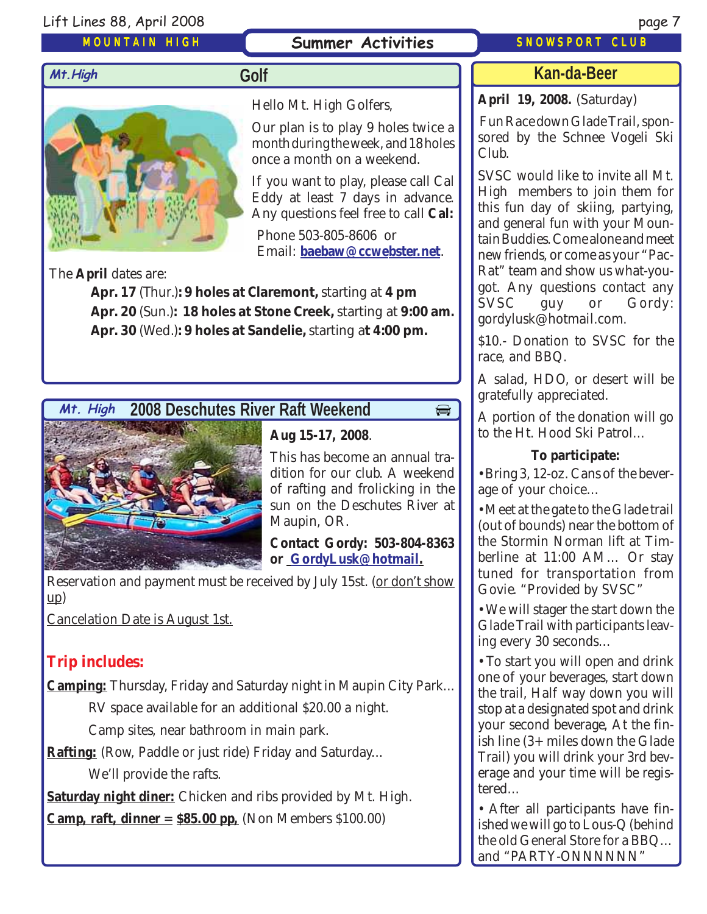# Summer Activities

## Golf

Hello Mt. High Golfers,

Our plan is to play 9 holes twice a month during the week, and 18 holes once a month on a weekend.

If you want to play, please call Cal Eddy at least 7 days in advance. Any questions feel free to call **Cal:**

Phone 503-805-8606 or
Email: **baebaw@ccwebster.net**.

The **April** dates are:

**Apr. 17** (Thur.)**: 9 holes at Claremont,** starting at **4 pm**

**Apr. 20** (Sun.)**: 18 holes at Stone Creek,** starting at **9:00 am.**

**Apr. 30** (Wed.)**: 9 holes at Sandelie,** starting a**t 4:00 pm.**

## 2008 Deschutes River Raft Weekend

**Aug 15-17, 2008**.

This has become an annual tradition for our club. A weekend of rafting and frolicking in the sun on the Deschutes River at Maupin, OR.

**Contact Gordy: 503-804-8363 or GordyLusk@hotmail.**

Reservation and payment must be received by July 15st. (or don't show up)

Cancelation Date is August 1st.

### Trip includes:

**Camping:** Thursday, Friday and Saturday night in Maupin City Park…

RV space available for an additional $20.00 a night.

Camp sites, near bathroom in main park.

**Rafting:** (Row, Paddle or just ride) Friday and Saturday…

We'll provide the rafts.

**Saturday night diner:** Chicken and ribs provided by Mt. High.

**Camp, raft, dinner = $85.00 pp,** (Non Members $100.00)

## Kan-da-Beer

**April 19, 2008.** (Saturday)

Fun Race down Glade Trail, sponsored by the Schnee Vogeli Ski Club.

SVSC would like to invite all Mt. High members to join them for this fun day of skiing, partying, and general fun with your Mountain Buddies. Come alone and meet new friends, or come as your "Pac-Rat" team and show us what-you-got. Any questions contact any SVSC guy or Gordy: gordylusk@hotmail.com.

$10.- Donation to SVSC for the race, and BBQ.

A salad, HDO, or desert will be gratefully appreciated.

A portion of the donation will go to the Ht. Hood Ski Patrol…

**To participate:**

•Bring 3, 12-oz. Cans of the beverage of your choice…

•Meet at the gate to the Glade trail (out of bounds) near the bottom of the Stormin Norman lift at Timberline at 11:00 AM… Or stay tuned for transportation from Govie. "Provided by SVSC"

•We will stager the start down the Glade Trail with participants leaving every 30 seconds…

•To start you will open and drink one of your beverages, start down the trail, Half way down you will stop at a designated spot and drink your second beverage, At the finish line (3+ miles down the Glade Trail) you will drink your 3rd beverage and your time will be registered…

• After all participants have finished we will go to Lous-Q (behind the old General Store for a BBQ… and "PARTY-ONNNNNN"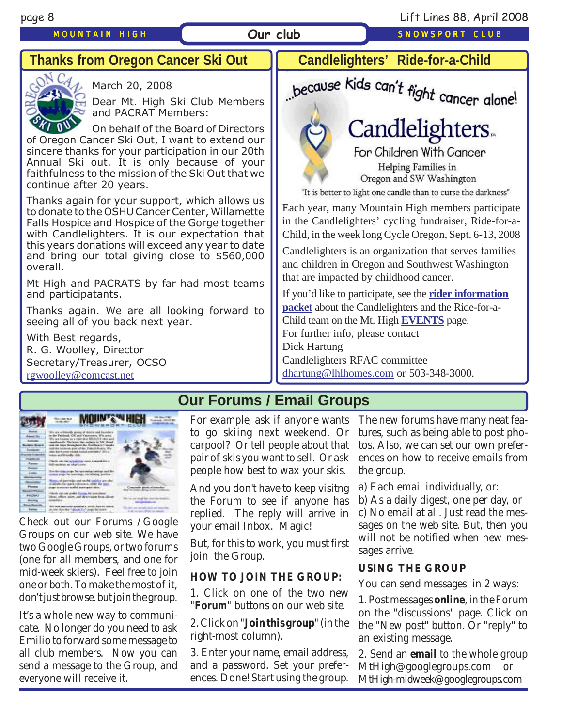## Thanks from Oregon Cancer Ski Out

March 20, 2008

Dear Mt. High Ski Club Members and PACRAT Members:

On behalf of the Board of Directors of Oregon Cancer Ski Out, I want to extend our sincere thanks for your participation in our 20th Annual Ski out. It is only because of your faithfulness to the mission of the Ski Out that we continue after 20 years.

Thanks again for your support, which allows us to donate to the OSHU Cancer Center, Willamette Falls Hospice and Hospice of the Gorge together with Candlelighters. It is our expectation that this years donations will exceed any year to date and bring our total giving close to $560,000 overall.

Mt High and PACRATS by far had most teams and participatants.

Thanks again. We are all looking forward to seeing all of you back next year.

With Best regards,
R. G. Woolley, Director
Secretary/Treasurer, OCSO
rgwoolley@comcast.net

## Candlelighters' Ride-for-a-Child

...because kids can't fight cancer alone!

Candlelighters™
For Children With Cancer
Helping Families in Oregon and SW Washington

"It is better to light one candle than to curse the darkness"

Each year, many Mountain High members participate in the Candlelighters' cycling fundraiser, Ride-for-a-Child, in the week long Cycle Oregon, Sept. 6-13, 2008

Candlelighters is an organization that serves families and children in Oregon and Southwest Washington that are impacted by childhood cancer.

If you'd like to participate, see the **rider information packet** about the Candlelighters and the Ride-for-a-Child team on the Mt. High **EVENTS** page.
For further info, please contact
Dick Hartung
Candlelighters RFAC committee
dhartung@lhlhomes.com or 503-348-3000.

## Our Forums / Email Groups

Check out our Forums / Google Groups on our web site. We have two Google Groups, or two forums (one for all members, and one for mid-week skiers). Feel free to join one or both. To make the most of it, don't just browse, but join the group.

It's a whole new way to communicate. No longer do you need to ask Emilio to forward some message to all club members. Now you can send a message to the Group, and everyone will receive it.

For example, ask if anyone wants to go skiing next weekend. Or carpool? Or tell people about that pair of skis you want to sell. Or ask people how best to wax your skis.

And you don't have to keep visitng the Forum to see if anyone has replied. The reply will arrive in your email Inbox. Magic!

But, for this to work, you must first join the Group.

### HOW TO JOIN THE GROUP:

1. Click on one of the two new "**Forum**" buttons on our web site.

2. Click on "**Join this group**" (in the right-most column).

3. Enter your name, email address, and a password. Set your preferences. Done! Start using the group.

The new forums have many neat features, such as being able to post photos. Also, we can set our own preferences on how to receive emails from the group.

a) Each email individually, or:
b) As a daily digest, one per day, or
c) No email at all. Just read the messages on the web site. But, then you will not be notified when new messages arrive.

### USING THE GROUP

You can send messages in 2 ways:

1. Post messages **online**, in the Forum on the "discussions" page. Click on the "New post" button. Or "reply" to an existing message.

2. Send an **email** to the whole group MtHigh@googlegroups.com or MtHigh-midweek@googlegroups.com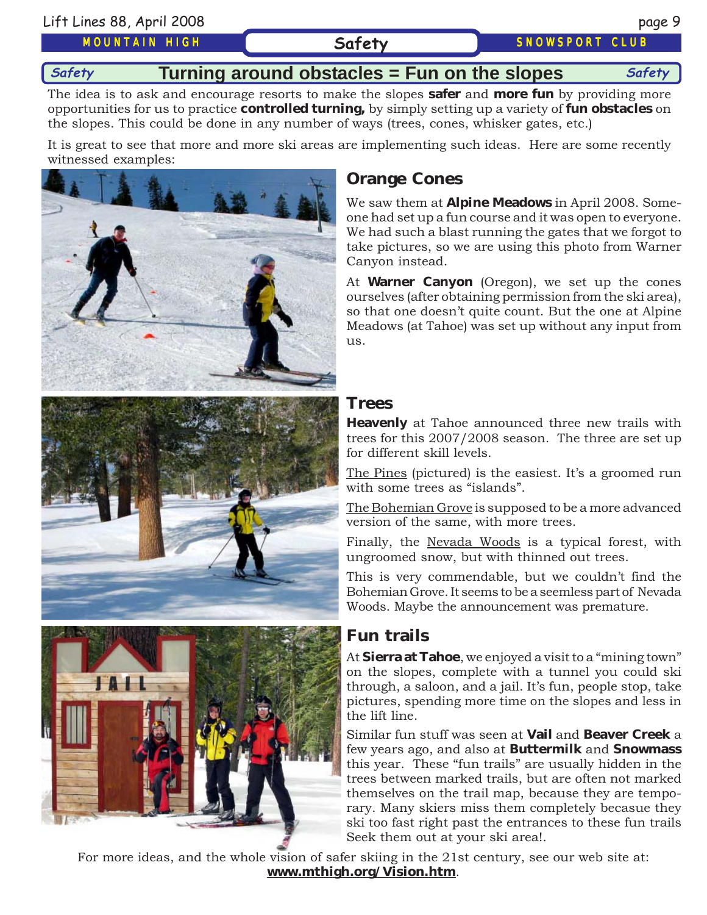## Turning around obstacles = Fun on the slopes

The idea is to ask and encourage resorts to make the slopes **safer** and **more fun** by providing more opportunities for us to practice **controlled turning,** by simply setting up a variety of **fun obstacles** on the slopes. This could be done in any number of ways (trees, cones, whisker gates, etc.)

It is great to see that more and more ski areas are implementing such ideas. Here are some recently witnessed examples:

### Orange Cones

We saw them at **Alpine Meadows** in April 2008. Someone had set up a fun course and it was open to everyone. We had such a blast running the gates that we forgot to take pictures, so we are using this photo from Warner Canyon instead.

At **Warner Canyon** (Oregon), we set up the cones ourselves (after obtaining permission from the ski area), so that one doesn't quite count. But the one at Alpine Meadows (at Tahoe) was set up without any input from us.

### Trees

**Heavenly** at Tahoe announced three new trails with trees for this 2007/2008 season. The three are set up for different skill levels.

The Pines (pictured) is the easiest. It's a groomed run with some trees as "islands".

The Bohemian Grove is supposed to be a more advanced version of the same, with more trees.

Finally, the Nevada Woods is a typical forest, with ungroomed snow, but with thinned out trees.

This is very commendable, but we couldn't find the Bohemian Grove. It seems to be a seemless part of Nevada Woods. Maybe the announcement was premature.

### Fun trails

At **Sierra at Tahoe**, we enjoyed a visit to a "mining town" on the slopes, complete with a tunnel you could ski through, a saloon, and a jail. It's fun, people stop, take pictures, spending more time on the slopes and less in the lift line.

Similar fun stuff was seen at **Vail** and **Beaver Creek** a few years ago, and also at **Buttermilk** and **Snowmass** this year. These "fun trails" are usually hidden in the trees between marked trails, but are often not marked themselves on the trail map, because they are temporary. Many skiers miss them completely becasue they ski too fast right past the entrances to these fun trails Seek them out at your ski area!.

For more ideas, and the whole vision of safer skiing in the 21st century, see our web site at: **www.mthigh.org/Vision.htm**.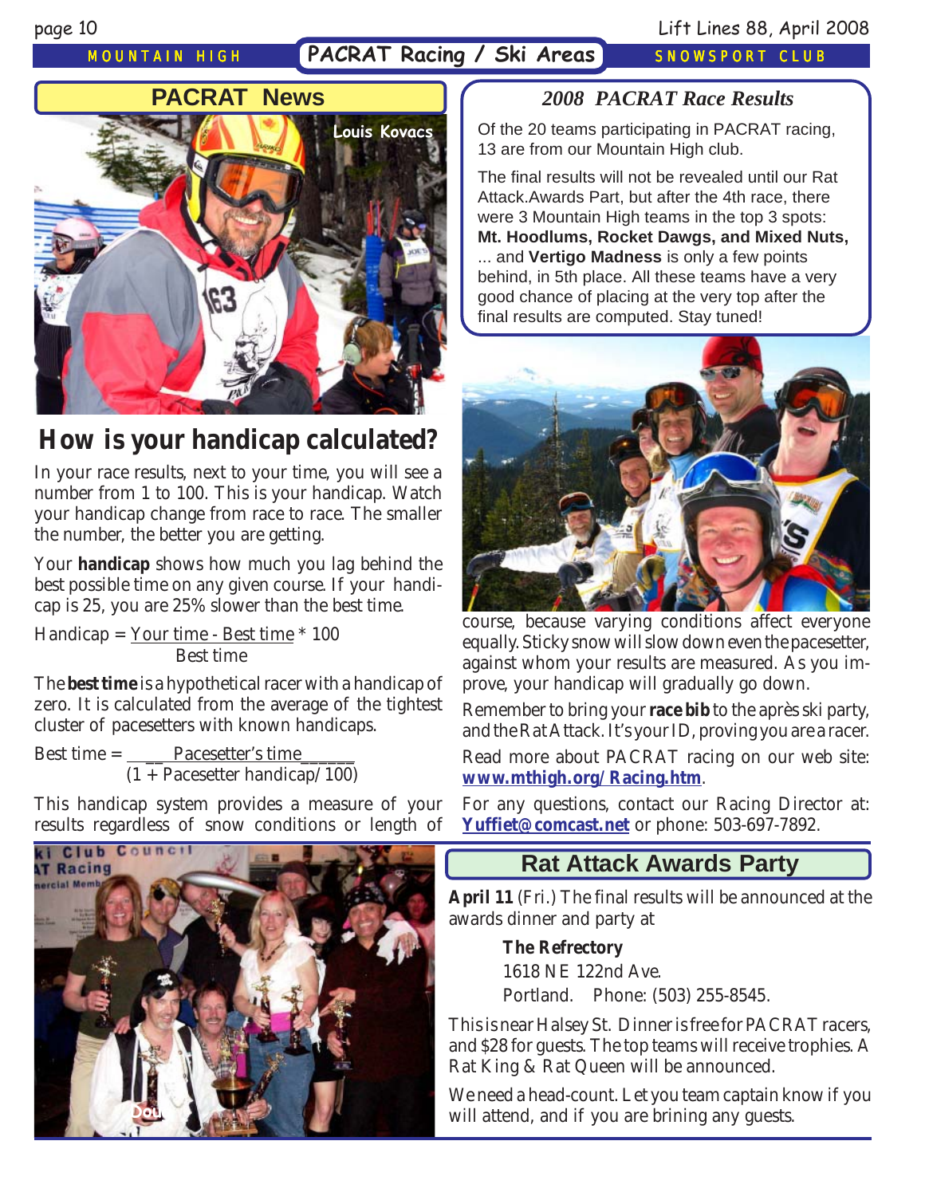# PACRAT News

Louis Kovacs

## How is your handicap calculated?

In your race results, next to your time, you will see a number from 1 to 100. This is your handicap. Watch your handicap change from race to race. The smaller the number, the better you are getting.

Your **handicap** shows how much you lag behind the best possible time on any given course. If your handicap is 25, you are 25% slower than the best time.

$$\text{Handicap} = \frac{\text{Your time} - \text{Best time}}{\text{Best time}} * 100$$

The **best time** is a hypothetical racer with a handicap of zero. It is calculated from the average of the tightest cluster of pacesetters with known handicaps.

$$\text{Best time} = \frac{\text{Pacesetter's time}}{(1 + \text{Pacesetter handicap}/100)}$$

This handicap system provides a measure of your results regardless of snow conditions or length of course, because varying conditions affect everyone equally. Sticky snow will slow down even the pacesetter, against whom your results are measured. As you improve, your handicap will gradually go down.

Remember to bring your **race bib** to the après ski party, and the Rat Attack. It's your ID, proving you are a racer.

Read more about PACRAT racing on our web site: **www.mthigh.org/Racing.htm**.

For any questions, contact our Racing Director at: **Yuffiet@comcast.net** or phone: 503-697-7892.

## *2008 PACRAT Race Results*

Of the 20 teams participating in PACRAT racing, 13 are from our Mountain High club.

The final results will not be revealed until our Rat Attack.Awards Part, but after the 4th race, there were 3 Mountain High teams in the top 3 spots: **Mt. Hoodlums, Rocket Dawgs, and Mixed Nuts,** ... and **Vertigo Madness** is only a few points behind, in 5th place. All these teams have a very good chance of placing at the very top after the final results are computed. Stay tuned!

## Rat Attack Awards Party

**April 11** (Fri.) The final results will be announced at the awards dinner and party at

**The Refectory**
1618 NE 122nd Ave.
Portland. Phone: (503) 255-8545.

This is near Halsey St. Dinner is free for PACRAT racers, and $28 for guests. The top teams will receive trophies. A Rat King & Rat Queen will be announced.

We need a head-count. Let you team captain know if you will attend, and if you are brining any guests.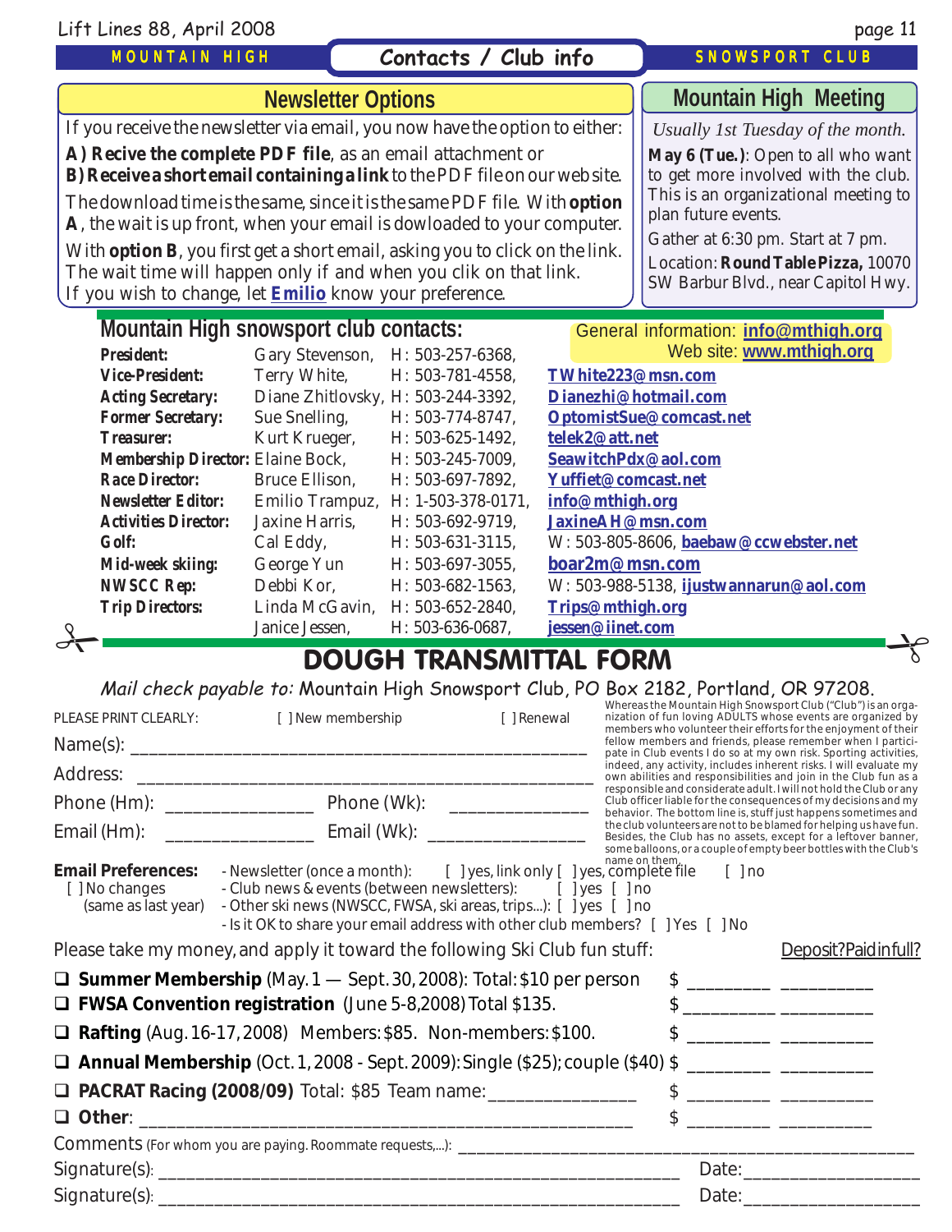## Contacts / Club info

### Newsletter Options

If you receive the newsletter via email, you now have the option to either:

**A) Recive the complete PDF file**, as an email attachment or
**B) Receive a short email containing a link** to the PDF file on our web site.

The download time is the same, since it is the same PDF file. With **option A**, the wait is up front, when your email is dowloaded to your computer.

With **option B**, you first get a short email, asking you to click on the link. The wait time will happen only if and when you clik on that link.
If you wish to change, let **Emilio** know your preference.

### Mountain High Meeting

*Usually 1st Tuesday of the month.*

**May 6 (Tue.)**: Open to all who want to get more involved with the club. This is an organizational meeting to plan future events.

Gather at 6:30 pm. Start at 7 pm.

Location: **Round Table Pizza,** 10070 SW Barbur Blvd., near Capitol Hwy.

### Mountain High snowsport club contacts:

General information: **info@mthigh.org**
Web site: **www.mthigh.org**

| | | | |
|---|---|---|---|
| **President:** | Gary Stevenson, | H: 503-257-6368, | |
| **Vice-President:** | Terry White, | H: 503-781-4558, | **TWhite223@msn.com** |
| **Acting Secretary:** | Diane Zhitlovsky, | H: 503-244-3392, | **Dianezhi@hotmail.com** |
| **Former Secretary:** | Sue Snelling, | H: 503-774-8747, | **OptomistSue@comcast.net** |
| **Treasurer:** | Kurt Krueger, | H: 503-625-1492, | **telek2@att.net** |
| **Membership Director:** | Elaine Bock, | H: 503-245-7009, | **SeawitchPdx@aol.com** |
| **Race Director:** | Bruce Ellison, | H: 503-697-7892, | **Yuffiet@comcast.net** |
| **Newsletter Editor:** | Emilio Trampuz, | H: 1-503-378-0171, | **info@mthigh.org** |
| **Activities Director:** | Jaxine Harris, | H: 503-692-9719, | **JaxineAH@msn.com** |
| **Golf:** | Cal Eddy, | H: 503-631-3115, | W: 503-805-8606, **baebaw@ccwebster.net** |
| **Mid-week skiing:** | George Yun | H: 503-697-3055, | **boar2m@msn.com** |
| **NWSCC Rep:** | Debbi Kor, | H: 503-682-1563, | W: 503-988-5138, **ijustwannarun@aol.com** |
| **Trip Directors:** | Linda McGavin, | H: 503-652-2840, | **Trips@mthigh.org** |
| | Janice Jessen, | H: 503-636-0687, | **jessen@iinet.com** |

## DOUGH TRANSMITTAL FORM

*Mail check payable to:* Mountain High Snowsport Club, PO Box 2182, Portland, OR 97208.

PLEASE PRINT CLEARLY: [ ] New membership [ ] Renewal

Name(s): ______________________________

Address: ______________________________

Phone (Hm): ______________ Phone (Wk): ______________

Email (Hm): ______________ Email (Wk): ______________

Whereas the Mountain High Snowsport Club ("Club") is an organization of fun loving ADULTS whose events are organized by members who volunteer their efforts for the enjoyment of their fellow members and friends, please remember when I participate in Club events I do so at my own risk. Sporting activities, indeed, any activity, includes inherent risks. I will evaluate my own abilities and responsibilities and join in the Club fun as a responsible and considerate adult. I will not hold the Club or any Club officer liable for the consequences of my decisions and my behavior. The bottom line is, stuff just happens sometimes and the club volunteers are not to be blamed for helping us have fun. Besides, the Club has no assets, except for a leftover banner, some balloons, or a couple of empty beer bottles with the Club's name on them.

**Email Preferences:** - Newsletter (once a month): [ ] yes, link only [ ] yes, complete file [ ] no
[ ] No changes (same as last year) - Club news & events (between newsletters): [ ] yes [ ] no
- Other ski news (NWSCC, FWSA, ski areas, trips...): [ ] yes [ ] no
- Is it OK to share your email address with other club members? [ ] Yes [ ] No

Please take my money, and apply it toward the following Ski Club fun stuff: Deposit? Paid in full?

- ❑ **Summer Membership** (May. 1 — Sept. 30, 2008): Total: $10 per person $ ________ ________
- ❑ **FWSA Convention registration** (June 5-8, 2008) Total $135. $ ________ ________
- ❑ **Rafting** (Aug. 16-17, 2008) Members: $85. Non-members: $100. $ ________ ________
- ❑ **Annual Membership** (Oct. 1, 2008 - Sept. 2009): Single ($25); couple ($40) $ ________ ________
- ❑ **PACRAT Racing (2008/09)** Total: $85 Team name: ______________ $ ________ ________
- ❑ **Other**: ______________________________ $ ________ ________

Comments (For whom you are paying. Roommate requests,...): ______________________________

Signature(s): ______________________________ Date: ______________

Signature(s): ______________________________ Date: ______________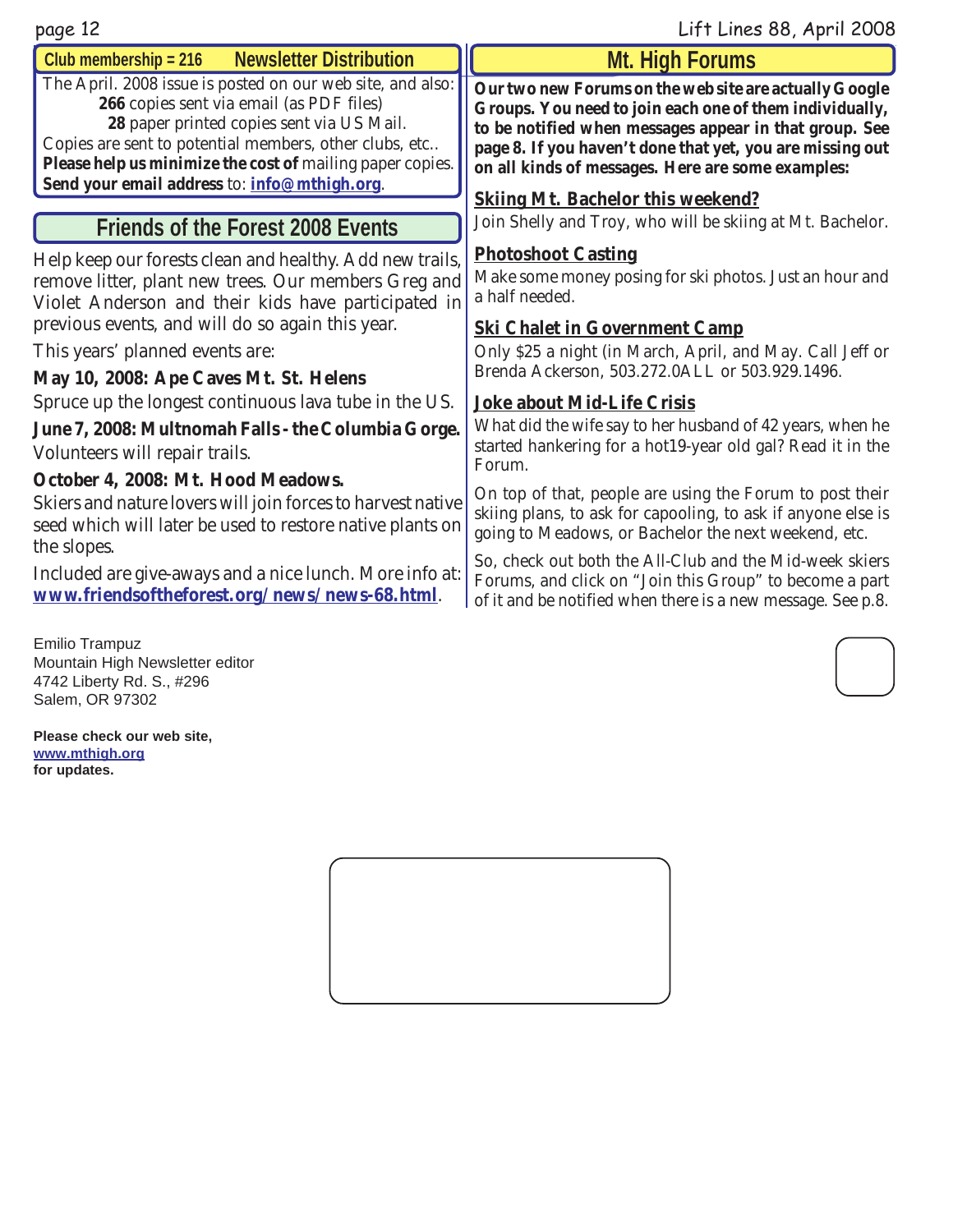## Club membership = 216 Newsletter Distribution

The April. 2008 issue is posted on our web site, and also:

**266** copies sent via email (as PDF files)

**28** paper printed copies sent via US Mail.

Copies are sent to potential members, other clubs, etc..

**Please help us minimize the cost of** mailing paper copies.

**Send your email address** to: **info@mthigh.org**.

## Friends of the Forest 2008 Events

Help keep our forests clean and healthy. Add new trails, remove litter, plant new trees. Our members Greg and Violet Anderson and their kids have participated in previous events, and will do so again this year.

This years' planned events are:

**May 10, 2008: Ape Caves Mt. St. Helens**

Spruce up the longest continuous lava tube in the US.

**June 7, 2008: Multnomah Falls - the Columbia Gorge.**

Volunteers will repair trails.

**October 4, 2008: Mt. Hood Meadows.**

Skiers and nature lovers will join forces to harvest native seed which will later be used to restore native plants on the slopes.

Included are give-aways and a nice lunch. More info at: **www.friendsoftheforest.org/news/news-68.html**.

## Mt. High Forums

**Our two new Forums on the web site are actually Google Groups. You need to join each one of them individually, to be notified when messages appear in that group. See page 8. If you haven't done that yet, you are missing out on all kinds of messages. Here are some examples:**

### Skiing Mt. Bachelor this weekend?

Join Shelly and Troy, who will be skiing at Mt. Bachelor.

### Photoshoot Casting

Make some money posing for ski photos. Just an hour and a half needed.

### Ski Chalet in Government Camp

Only $25 a night (in March, April, and May. Call Jeff or Brenda Ackerson, 503.272.0ALL or 503.929.1496.

### Joke about Mid-Life Crisis

What did the wife say to her husband of 42 years, when he started hankering for a hot19-year old gal? Read it in the Forum.

On top of that, people are using the Forum to post their skiing plans, to ask for capooling, to ask if anyone else is going to Meadows, or Bachelor the next weekend, etc.

So, check out both the All-Club and the Mid-week skiers Forums, and click on "Join this Group" to become a part of it and be notified when there is a new message. See p.8.

Emilio Trampuz
Mountain High Newsletter editor
4742 Liberty Rd. S., #296
Salem, OR 97302

**Please check our web site,**
**www.mthigh.org**
**for updates.**